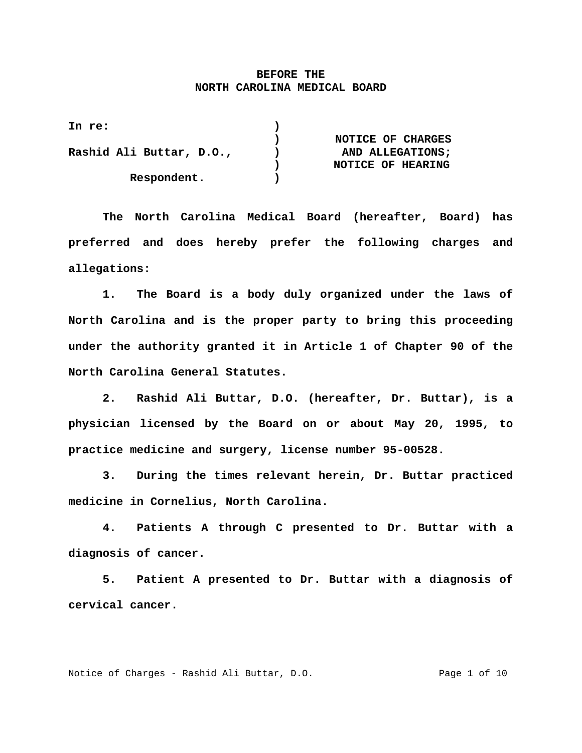**BEFORE THE**
**NORTH CAROLINA MEDICAL BOARD**

| | | |
|---|---|---|
| **In re:** | ) | |
| | ) | **NOTICE OF CHARGES** |
| **Rashid Ali Buttar, D.O.,** | ) | **AND ALLEGATIONS;** |
| | ) | **NOTICE OF HEARING** |
| **Respondent.** | ) | |

**The North Carolina Medical Board (hereafter, Board) has preferred and does hereby prefer the following charges and allegations:**

**1. The Board is a body duly organized under the laws of North Carolina and is the proper party to bring this proceeding under the authority granted it in Article 1 of Chapter 90 of the North Carolina General Statutes.**

**2. Rashid Ali Buttar, D.O. (hereafter, Dr. Buttar), is a physician licensed by the Board on or about May 20, 1995, to practice medicine and surgery, license number 95-00528.**

**3. During the times relevant herein, Dr. Buttar practiced medicine in Cornelius, North Carolina.**

**4. Patients A through C presented to Dr. Buttar with a diagnosis of cancer.**

**5. Patient A presented to Dr. Buttar with a diagnosis of cervical cancer.**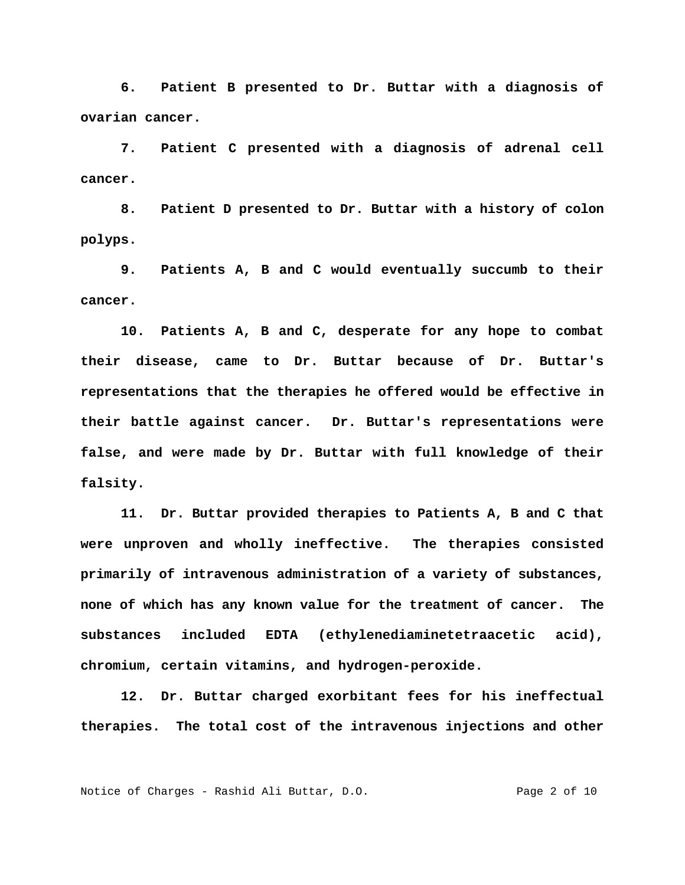**6. Patient B presented to Dr. Buttar with a diagnosis of ovarian cancer.**

**7. Patient C presented with a diagnosis of adrenal cell cancer.**

**8. Patient D presented to Dr. Buttar with a history of colon polyps.**

**9. Patients A, B and C would eventually succumb to their cancer.**

**10. Patients A, B and C, desperate for any hope to combat their disease, came to Dr. Buttar because of Dr. Buttar's representations that the therapies he offered would be effective in their battle against cancer. Dr. Buttar's representations were false, and were made by Dr. Buttar with full knowledge of their falsity.**

**11. Dr. Buttar provided therapies to Patients A, B and C that were unproven and wholly ineffective. The therapies consisted primarily of intravenous administration of a variety of substances, none of which has any known value for the treatment of cancer. The substances included EDTA (ethylenediaminetetraacetic acid), chromium, certain vitamins, and hydrogen-peroxide.**

**12. Dr. Buttar charged exorbitant fees for his ineffectual therapies. The total cost of the intravenous injections and other**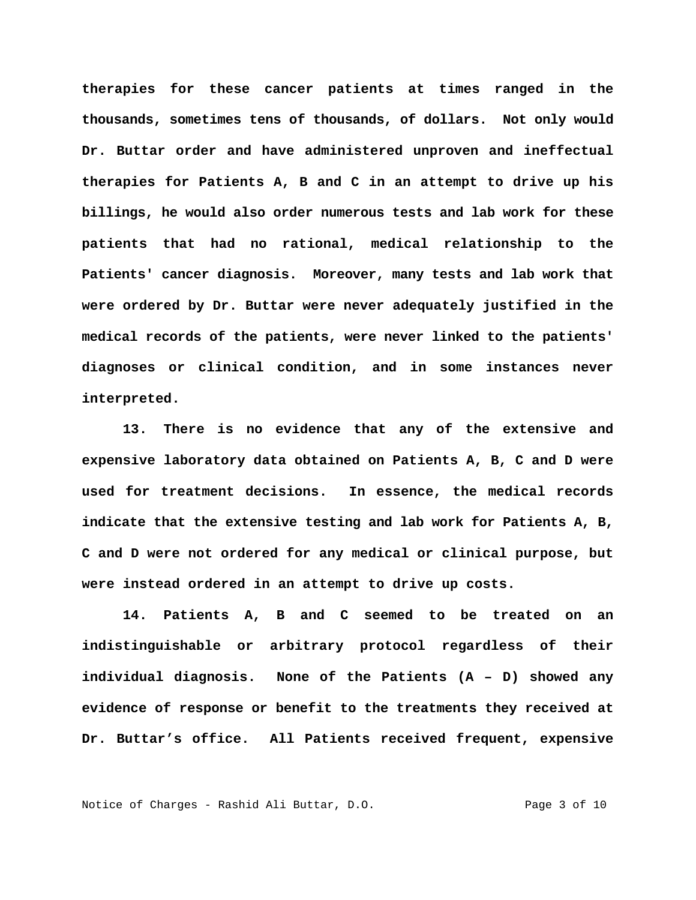**therapies for these cancer patients at times ranged in the thousands, sometimes tens of thousands, of dollars. Not only would Dr. Buttar order and have administered unproven and ineffectual therapies for Patients A, B and C in an attempt to drive up his billings, he would also order numerous tests and lab work for these patients that had no rational, medical relationship to the Patients' cancer diagnosis. Moreover, many tests and lab work that were ordered by Dr. Buttar were never adequately justified in the medical records of the patients, were never linked to the patients' diagnoses or clinical condition, and in some instances never interpreted.**

**13. There is no evidence that any of the extensive and expensive laboratory data obtained on Patients A, B, C and D were used for treatment decisions. In essence, the medical records indicate that the extensive testing and lab work for Patients A, B, C and D were not ordered for any medical or clinical purpose, but were instead ordered in an attempt to drive up costs.**

**14. Patients A, B and C seemed to be treated on an indistinguishable or arbitrary protocol regardless of their individual diagnosis. None of the Patients (A – D) showed any evidence of response or benefit to the treatments they received at Dr. Buttar's office. All Patients received frequent, expensive**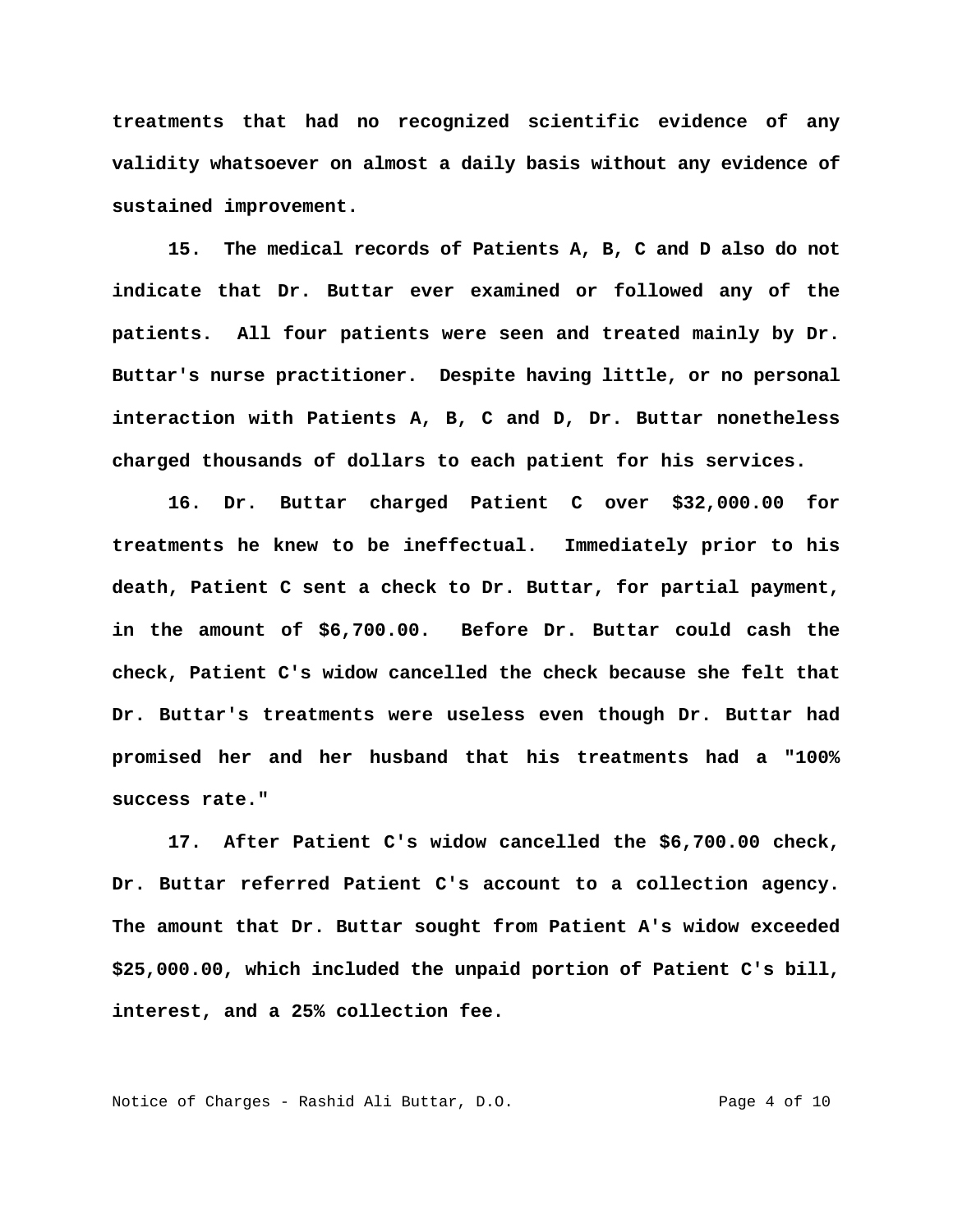**treatments that had no recognized scientific evidence of any validity whatsoever on almost a daily basis without any evidence of sustained improvement.**

**15. The medical records of Patients A, B, C and D also do not indicate that Dr. Buttar ever examined or followed any of the patients. All four patients were seen and treated mainly by Dr. Buttar's nurse practitioner. Despite having little, or no personal interaction with Patients A, B, C and D, Dr. Buttar nonetheless charged thousands of dollars to each patient for his services.**

**16. Dr. Buttar charged Patient C over $32,000.00 for treatments he knew to be ineffectual. Immediately prior to his death, Patient C sent a check to Dr. Buttar, for partial payment, in the amount of $6,700.00. Before Dr. Buttar could cash the check, Patient C's widow cancelled the check because she felt that Dr. Buttar's treatments were useless even though Dr. Buttar had promised her and her husband that his treatments had a "100% success rate."**

**17. After Patient C's widow cancelled the $6,700.00 check, Dr. Buttar referred Patient C's account to a collection agency. The amount that Dr. Buttar sought from Patient A's widow exceeded $25,000.00, which included the unpaid portion of Patient C's bill, interest, and a 25% collection fee.**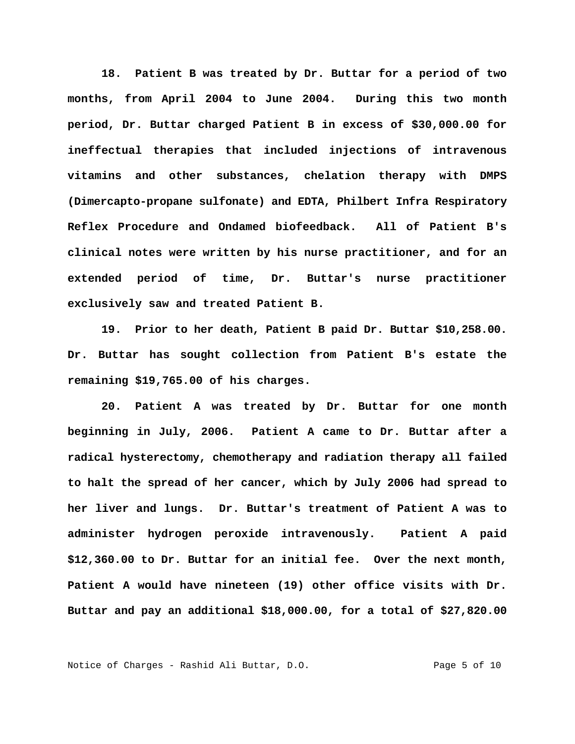**18. Patient B was treated by Dr. Buttar for a period of two months, from April 2004 to June 2004. During this two month period, Dr. Buttar charged Patient B in excess of $30,000.00 for ineffectual therapies that included injections of intravenous vitamins and other substances, chelation therapy with DMPS (Dimercapto-propane sulfonate) and EDTA, Philbert Infra Respiratory Reflex Procedure and Ondamed biofeedback. All of Patient B's clinical notes were written by his nurse practitioner, and for an extended period of time, Dr. Buttar's nurse practitioner exclusively saw and treated Patient B.**

**19. Prior to her death, Patient B paid Dr. Buttar $10,258.00. Dr. Buttar has sought collection from Patient B's estate the remaining $19,765.00 of his charges.**

**20. Patient A was treated by Dr. Buttar for one month beginning in July, 2006. Patient A came to Dr. Buttar after a radical hysterectomy, chemotherapy and radiation therapy all failed to halt the spread of her cancer, which by July 2006 had spread to her liver and lungs. Dr. Buttar's treatment of Patient A was to administer hydrogen peroxide intravenously. Patient A paid $12,360.00 to Dr. Buttar for an initial fee. Over the next month, Patient A would have nineteen (19) other office visits with Dr. Buttar and pay an additional $18,000.00, for a total of $27,820.00**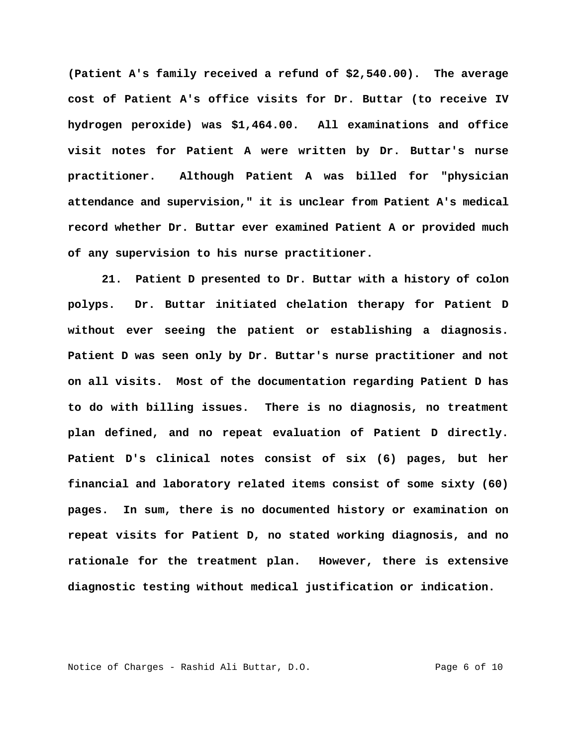**(Patient A's family received a refund of $2,540.00). The average cost of Patient A's office visits for Dr. Buttar (to receive IV hydrogen peroxide) was $1,464.00. All examinations and office visit notes for Patient A were written by Dr. Buttar's nurse practitioner. Although Patient A was billed for "physician attendance and supervision," it is unclear from Patient A's medical record whether Dr. Buttar ever examined Patient A or provided much of any supervision to his nurse practitioner.**

**21. Patient D presented to Dr. Buttar with a history of colon polyps. Dr. Buttar initiated chelation therapy for Patient D without ever seeing the patient or establishing a diagnosis. Patient D was seen only by Dr. Buttar's nurse practitioner and not on all visits. Most of the documentation regarding Patient D has to do with billing issues. There is no diagnosis, no treatment plan defined, and no repeat evaluation of Patient D directly. Patient D's clinical notes consist of six (6) pages, but her financial and laboratory related items consist of some sixty (60) pages. In sum, there is no documented history or examination on repeat visits for Patient D, no stated working diagnosis, and no rationale for the treatment plan. However, there is extensive diagnostic testing without medical justification or indication.**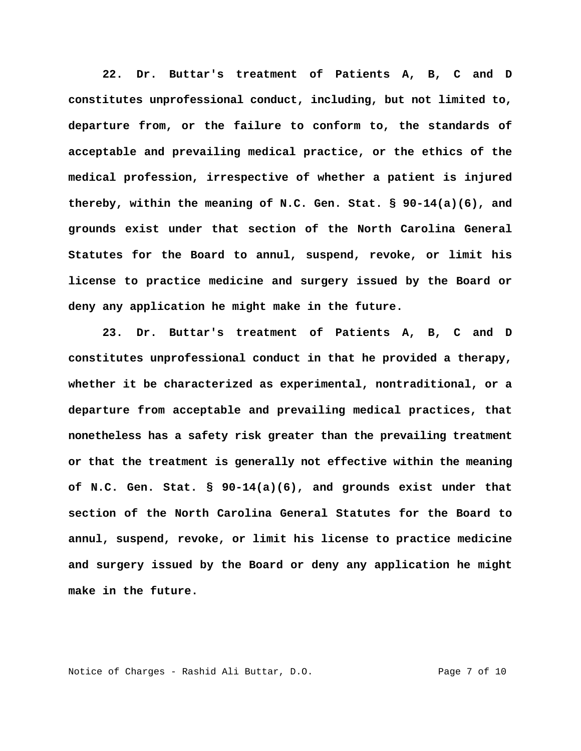**22. Dr. Buttar's treatment of Patients A, B, C and D constitutes unprofessional conduct, including, but not limited to, departure from, or the failure to conform to, the standards of acceptable and prevailing medical practice, or the ethics of the medical profession, irrespective of whether a patient is injured thereby, within the meaning of N.C. Gen. Stat. § 90-14(a)(6), and grounds exist under that section of the North Carolina General Statutes for the Board to annul, suspend, revoke, or limit his license to practice medicine and surgery issued by the Board or deny any application he might make in the future.**

**23. Dr. Buttar's treatment of Patients A, B, C and D constitutes unprofessional conduct in that he provided a therapy, whether it be characterized as experimental, nontraditional, or a departure from acceptable and prevailing medical practices, that nonetheless has a safety risk greater than the prevailing treatment or that the treatment is generally not effective within the meaning of N.C. Gen. Stat. § 90-14(a)(6), and grounds exist under that section of the North Carolina General Statutes for the Board to annul, suspend, revoke, or limit his license to practice medicine and surgery issued by the Board or deny any application he might make in the future.**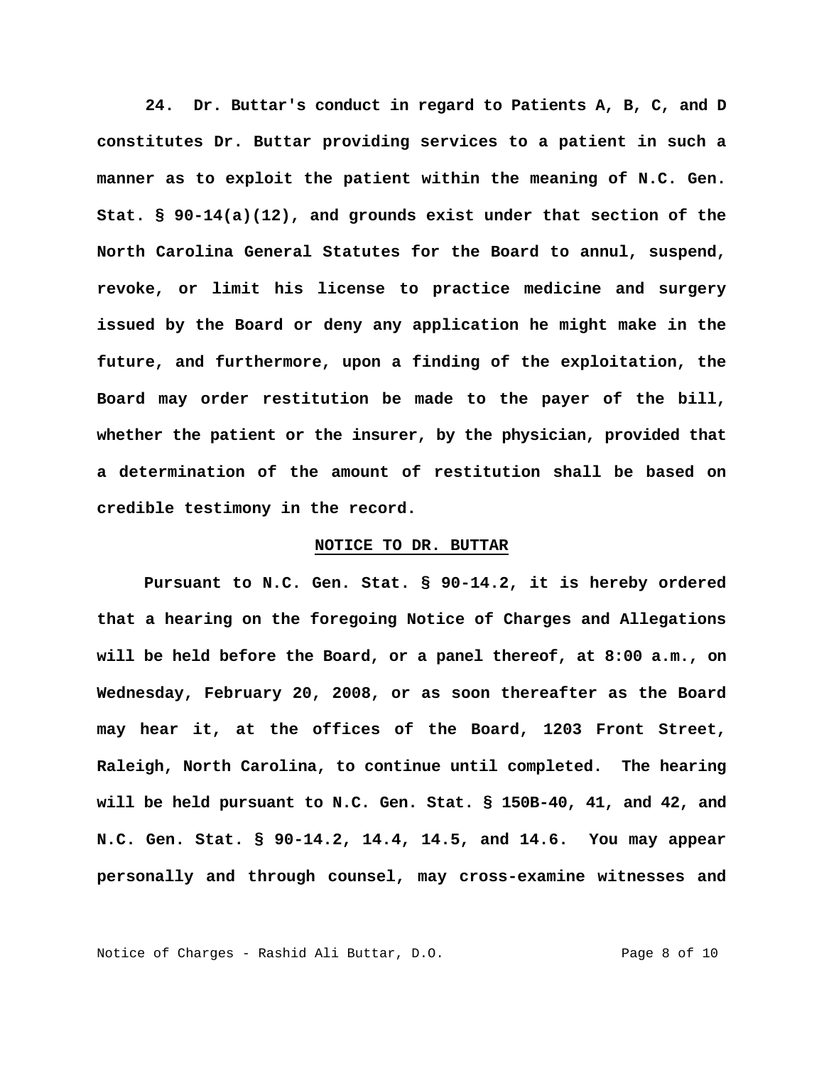**24. Dr. Buttar's conduct in regard to Patients A, B, C, and D constitutes Dr. Buttar providing services to a patient in such a manner as to exploit the patient within the meaning of N.C. Gen. Stat. § 90-14(a)(12), and grounds exist under that section of the North Carolina General Statutes for the Board to annul, suspend, revoke, or limit his license to practice medicine and surgery issued by the Board or deny any application he might make in the future, and furthermore, upon a finding of the exploitation, the Board may order restitution be made to the payer of the bill, whether the patient or the insurer, by the physician, provided that a determination of the amount of restitution shall be based on credible testimony in the record.**

## NOTICE TO DR. BUTTAR

**Pursuant to N.C. Gen. Stat. § 90-14.2, it is hereby ordered that a hearing on the foregoing Notice of Charges and Allegations will be held before the Board, or a panel thereof, at 8:00 a.m., on Wednesday, February 20, 2008, or as soon thereafter as the Board may hear it, at the offices of the Board, 1203 Front Street, Raleigh, North Carolina, to continue until completed. The hearing will be held pursuant to N.C. Gen. Stat. § 150B-40, 41, and 42, and N.C. Gen. Stat. § 90-14.2, 14.4, 14.5, and 14.6. You may appear personally and through counsel, may cross-examine witnesses and**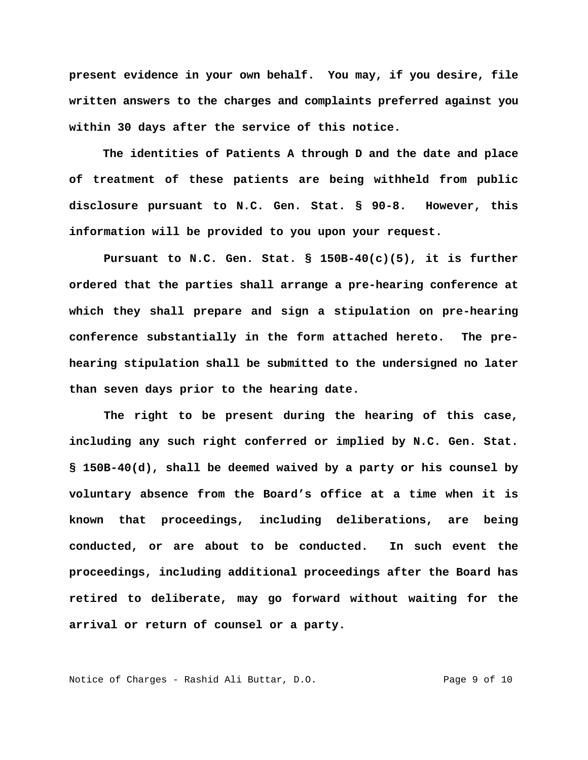**present evidence in your own behalf. You may, if you desire, file written answers to the charges and complaints preferred against you within 30 days after the service of this notice.**

**The identities of Patients A through D and the date and place of treatment of these patients are being withheld from public disclosure pursuant to N.C. Gen. Stat. § 90-8. However, this information will be provided to you upon your request.**

**Pursuant to N.C. Gen. Stat. § 150B-40(c)(5), it is further ordered that the parties shall arrange a pre-hearing conference at which they shall prepare and sign a stipulation on pre-hearing conference substantially in the form attached hereto. The pre-hearing stipulation shall be submitted to the undersigned no later than seven days prior to the hearing date.**

**The right to be present during the hearing of this case, including any such right conferred or implied by N.C. Gen. Stat. § 150B-40(d), shall be deemed waived by a party or his counsel by voluntary absence from the Board's office at a time when it is known that proceedings, including deliberations, are being conducted, or are about to be conducted. In such event the proceedings, including additional proceedings after the Board has retired to deliberate, may go forward without waiting for the arrival or return of counsel or a party.**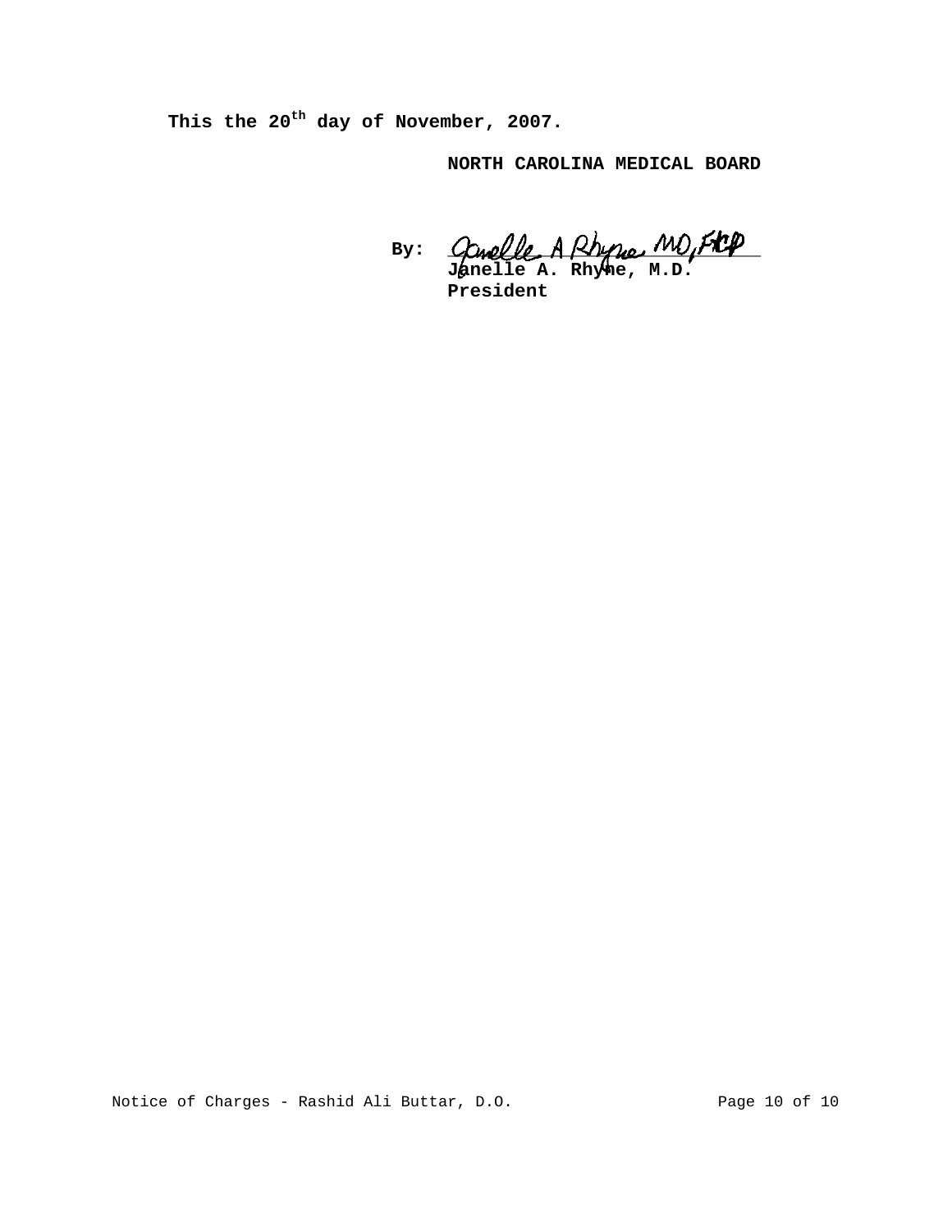**This the 20th day of November, 2007.**

**NORTH CAROLINA MEDICAL BOARD**

**By:** Janelle A Rhyne, MD, FACP

**Janelle A. Rhyne, M.D.**
**President**